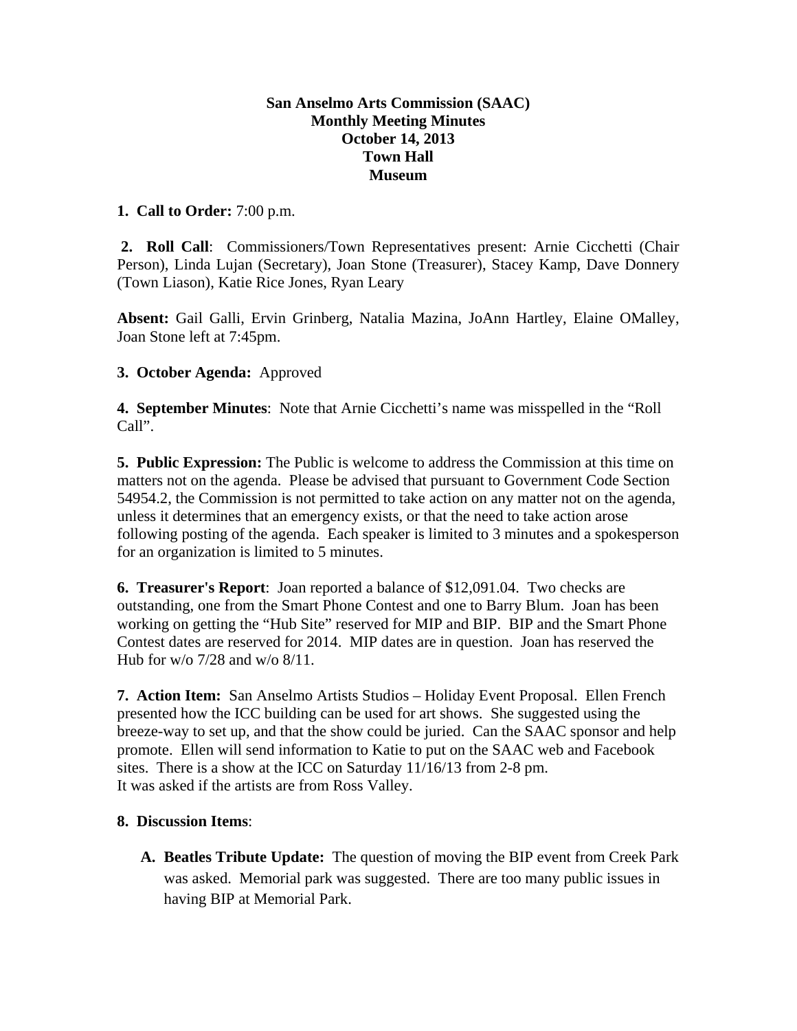**San Anselmo Arts Commission (SAAC)**
**Monthly Meeting Minutes**
**October 14, 2013**
**Town Hall**
**Museum**

**1. Call to Order:** 7:00 p.m.

**2. Roll Call**: Commissioners/Town Representatives present: Arnie Cicchetti (Chair Person), Linda Lujan (Secretary), Joan Stone (Treasurer), Stacey Kamp, Dave Donnery (Town Liason), Katie Rice Jones, Ryan Leary

**Absent:** Gail Galli, Ervin Grinberg, Natalia Mazina, JoAnn Hartley, Elaine OMalley, Joan Stone left at 7:45pm.

**3. October Agenda:** Approved

**4. September Minutes**: Note that Arnie Cicchetti's name was misspelled in the "Roll Call".

**5. Public Expression:** The Public is welcome to address the Commission at this time on matters not on the agenda. Please be advised that pursuant to Government Code Section 54954.2, the Commission is not permitted to take action on any matter not on the agenda, unless it determines that an emergency exists, or that the need to take action arose following posting of the agenda. Each speaker is limited to 3 minutes and a spokesperson for an organization is limited to 5 minutes.

**6. Treasurer's Report**: Joan reported a balance of $12,091.04. Two checks are outstanding, one from the Smart Phone Contest and one to Barry Blum. Joan has been working on getting the "Hub Site" reserved for MIP and BIP. BIP and the Smart Phone Contest dates are reserved for 2014. MIP dates are in question. Joan has reserved the Hub for w/o 7/28 and w/o 8/11.

**7. Action Item:** San Anselmo Artists Studios – Holiday Event Proposal. Ellen French presented how the ICC building can be used for art shows. She suggested using the breeze-way to set up, and that the show could be juried. Can the SAAC sponsor and help promote. Ellen will send information to Katie to put on the SAAC web and Facebook sites. There is a show at the ICC on Saturday 11/16/13 from 2-8 pm.
It was asked if the artists are from Ross Valley.

**8. Discussion Items**:

A. **Beatles Tribute Update:** The question of moving the BIP event from Creek Park was asked. Memorial park was suggested. There are too many public issues in having BIP at Memorial Park.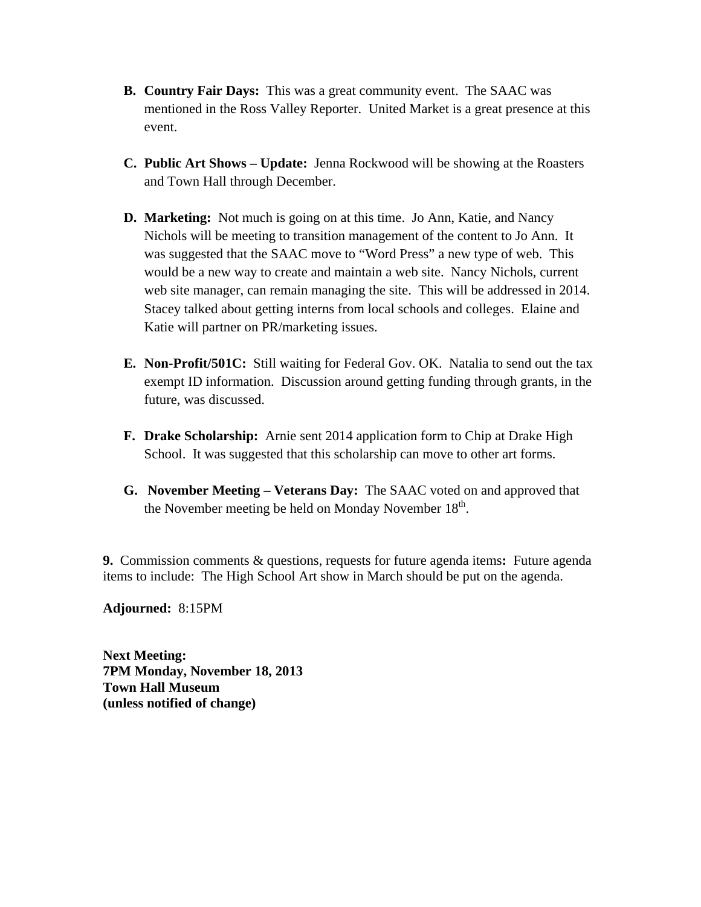B. **Country Fair Days:** This was a great community event. The SAAC was mentioned in the Ross Valley Reporter. United Market is a great presence at this event.

C. **Public Art Shows – Update:** Jenna Rockwood will be showing at the Roasters and Town Hall through December.

D. **Marketing:** Not much is going on at this time. Jo Ann, Katie, and Nancy Nichols will be meeting to transition management of the content to Jo Ann. It was suggested that the SAAC move to "Word Press" a new type of web. This would be a new way to create and maintain a web site. Nancy Nichols, current web site manager, can remain managing the site. This will be addressed in 2014. Stacey talked about getting interns from local schools and colleges. Elaine and Katie will partner on PR/marketing issues.

E. **Non-Profit/501C:** Still waiting for Federal Gov. OK. Natalia to send out the tax exempt ID information. Discussion around getting funding through grants, in the future, was discussed.

F. **Drake Scholarship:** Arnie sent 2014 application form to Chip at Drake High School. It was suggested that this scholarship can move to other art forms.

G. **November Meeting – Veterans Day:** The SAAC voted on and approved that the November meeting be held on Monday November 18th.

**9.** Commission comments & questions, requests for future agenda items**:** Future agenda items to include: The High School Art show in March should be put on the agenda.

**Adjourned:** 8:15PM

**Next Meeting:**
**7PM Monday, November 18, 2013**
**Town Hall Museum**
**(unless notified of change)**